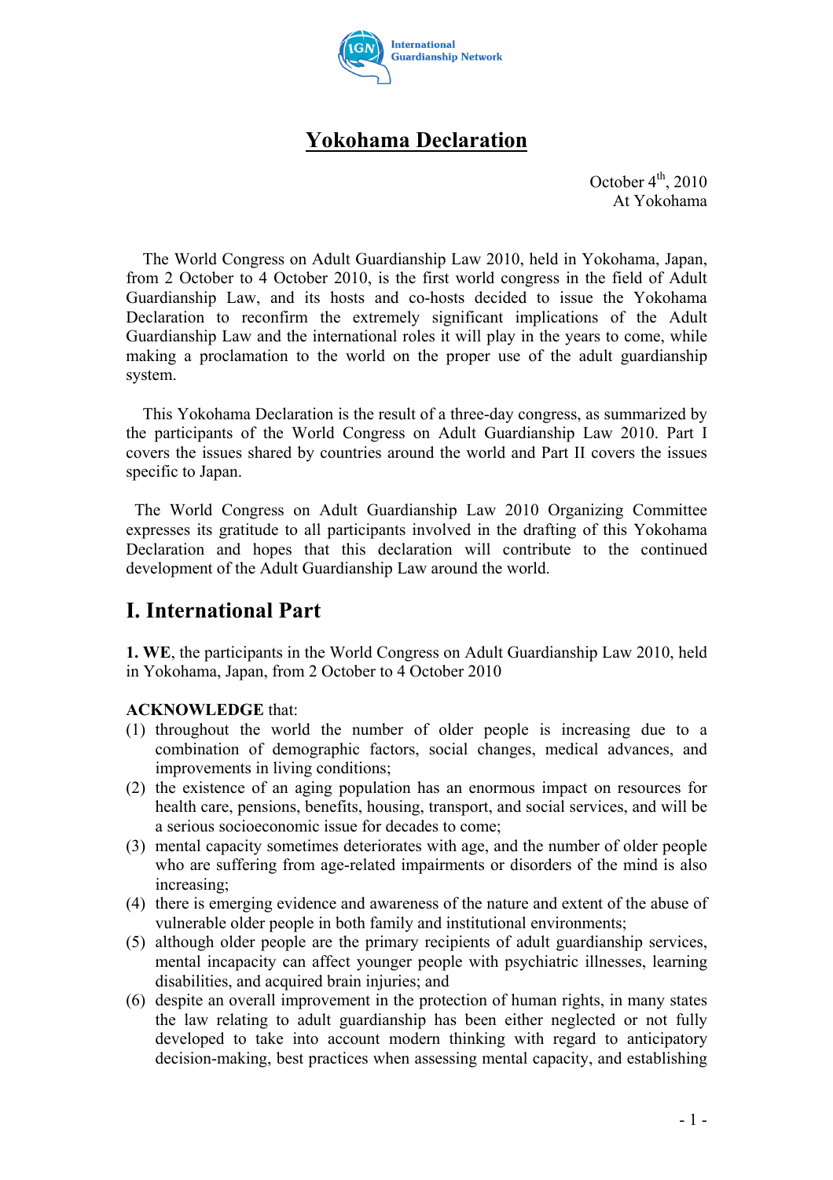# Yokohama Declaration

October 4th, 2010
At Yokohama

The World Congress on Adult Guardianship Law 2010, held in Yokohama, Japan, from 2 October to 4 October 2010, is the first world congress in the field of Adult Guardianship Law, and its hosts and co-hosts decided to issue the Yokohama Declaration to reconfirm the extremely significant implications of the Adult Guardianship Law and the international roles it will play in the years to come, while making a proclamation to the world on the proper use of the adult guardianship system.

This Yokohama Declaration is the result of a three-day congress, as summarized by the participants of the World Congress on Adult Guardianship Law 2010. Part I covers the issues shared by countries around the world and Part II covers the issues specific to Japan.

The World Congress on Adult Guardianship Law 2010 Organizing Committee expresses its gratitude to all participants involved in the drafting of this Yokohama Declaration and hopes that this declaration will contribute to the continued development of the Adult Guardianship Law around the world.

## I. International Part

**1. WE**, the participants in the World Congress on Adult Guardianship Law 2010, held in Yokohama, Japan, from 2 October to 4 October 2010

**ACKNOWLEDGE** that:

(1) throughout the world the number of older people is increasing due to a combination of demographic factors, social changes, medical advances, and improvements in living conditions;

(2) the existence of an aging population has an enormous impact on resources for health care, pensions, benefits, housing, transport, and social services, and will be a serious socioeconomic issue for decades to come;

(3) mental capacity sometimes deteriorates with age, and the number of older people who are suffering from age-related impairments or disorders of the mind is also increasing;

(4) there is emerging evidence and awareness of the nature and extent of the abuse of vulnerable older people in both family and institutional environments;

(5) although older people are the primary recipients of adult guardianship services, mental incapacity can affect younger people with psychiatric illnesses, learning disabilities, and acquired brain injuries; and

(6) despite an overall improvement in the protection of human rights, in many states the law relating to adult guardianship has been either neglected or not fully developed to take into account modern thinking with regard to anticipatory decision-making, best practices when assessing mental capacity, and establishing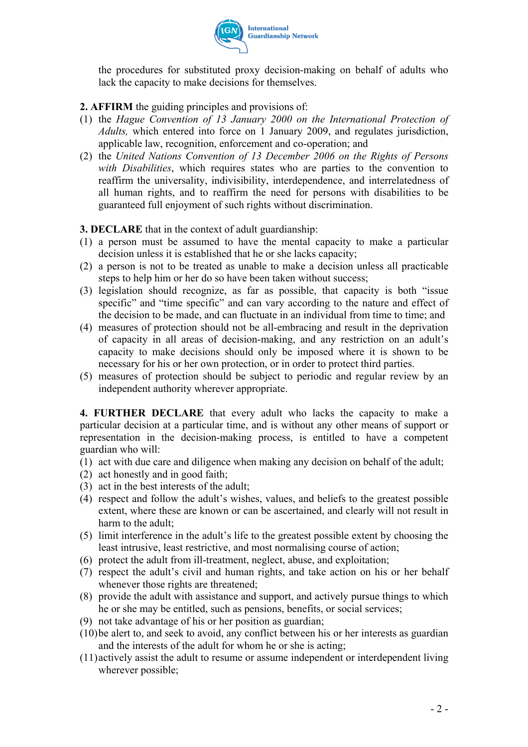the procedures for substituted proxy decision-making on behalf of adults who lack the capacity to make decisions for themselves.

**2. AFFIRM** the guiding principles and provisions of:

(1) the *Hague Convention of 13 January 2000 on the International Protection of Adults,* which entered into force on 1 January 2009, and regulates jurisdiction, applicable law, recognition, enforcement and co-operation; and

(2) the *United Nations Convention of 13 December 2006 on the Rights of Persons with Disabilities*, which requires states who are parties to the convention to reaffirm the universality, indivisibility, interdependence, and interrelatedness of all human rights, and to reaffirm the need for persons with disabilities to be guaranteed full enjoyment of such rights without discrimination.

**3. DECLARE** that in the context of adult guardianship:

(1) a person must be assumed to have the mental capacity to make a particular decision unless it is established that he or she lacks capacity;

(2) a person is not to be treated as unable to make a decision unless all practicable steps to help him or her do so have been taken without success;

(3) legislation should recognize, as far as possible, that capacity is both "issue specific" and "time specific" and can vary according to the nature and effect of the decision to be made, and can fluctuate in an individual from time to time; and

(4) measures of protection should not be all-embracing and result in the deprivation of capacity in all areas of decision-making, and any restriction on an adult's capacity to make decisions should only be imposed where it is shown to be necessary for his or her own protection, or in order to protect third parties.

(5) measures of protection should be subject to periodic and regular review by an independent authority wherever appropriate.

**4. FURTHER DECLARE** that every adult who lacks the capacity to make a particular decision at a particular time, and is without any other means of support or representation in the decision-making process, is entitled to have a competent guardian who will:

(1) act with due care and diligence when making any decision on behalf of the adult;

(2) act honestly and in good faith;

(3) act in the best interests of the adult;

(4) respect and follow the adult's wishes, values, and beliefs to the greatest possible extent, where these are known or can be ascertained, and clearly will not result in harm to the adult;

(5) limit interference in the adult's life to the greatest possible extent by choosing the least intrusive, least restrictive, and most normalising course of action;

(6) protect the adult from ill-treatment, neglect, abuse, and exploitation;

(7) respect the adult's civil and human rights, and take action on his or her behalf whenever those rights are threatened;

(8) provide the adult with assistance and support, and actively pursue things to which he or she may be entitled, such as pensions, benefits, or social services;

(9) not take advantage of his or her position as guardian;

(10) be alert to, and seek to avoid, any conflict between his or her interests as guardian and the interests of the adult for whom he or she is acting;

(11) actively assist the adult to resume or assume independent or interdependent living wherever possible;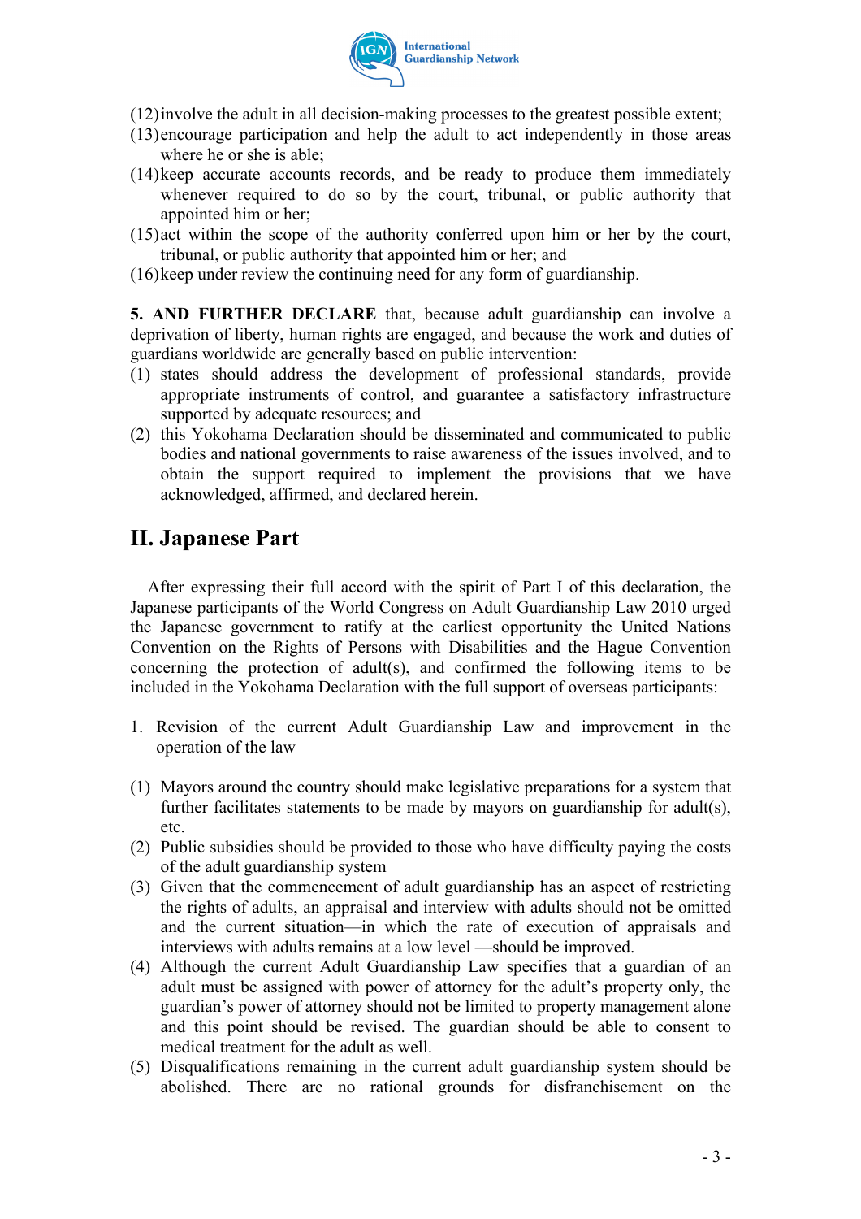(12) involve the adult in all decision-making processes to the greatest possible extent;

(13) encourage participation and help the adult to act independently in those areas where he or she is able;

(14) keep accurate accounts records, and be ready to produce them immediately whenever required to do so by the court, tribunal, or public authority that appointed him or her;

(15) act within the scope of the authority conferred upon him or her by the court, tribunal, or public authority that appointed him or her; and

(16) keep under review the continuing need for any form of guardianship.

**5. AND FURTHER DECLARE** that, because adult guardianship can involve a deprivation of liberty, human rights are engaged, and because the work and duties of guardians worldwide are generally based on public intervention:

(1) states should address the development of professional standards, provide appropriate instruments of control, and guarantee a satisfactory infrastructure supported by adequate resources; and

(2) this Yokohama Declaration should be disseminated and communicated to public bodies and national governments to raise awareness of the issues involved, and to obtain the support required to implement the provisions that we have acknowledged, affirmed, and declared herein.

## II. Japanese Part

After expressing their full accord with the spirit of Part I of this declaration, the Japanese participants of the World Congress on Adult Guardianship Law 2010 urged the Japanese government to ratify at the earliest opportunity the United Nations Convention on the Rights of Persons with Disabilities and the Hague Convention concerning the protection of adult(s), and confirmed the following items to be included in the Yokohama Declaration with the full support of overseas participants:

1. Revision of the current Adult Guardianship Law and improvement in the operation of the law

(1) Mayors around the country should make legislative preparations for a system that further facilitates statements to be made by mayors on guardianship for adult(s), etc.

(2) Public subsidies should be provided to those who have difficulty paying the costs of the adult guardianship system

(3) Given that the commencement of adult guardianship has an aspect of restricting the rights of adults, an appraisal and interview with adults should not be omitted and the current situation—in which the rate of execution of appraisals and interviews with adults remains at a low level —should be improved.

(4) Although the current Adult Guardianship Law specifies that a guardian of an adult must be assigned with power of attorney for the adult's property only, the guardian's power of attorney should not be limited to property management alone and this point should be revised. The guardian should be able to consent to medical treatment for the adult as well.

(5) Disqualifications remaining in the current adult guardianship system should be abolished. There are no rational grounds for disfranchisement on the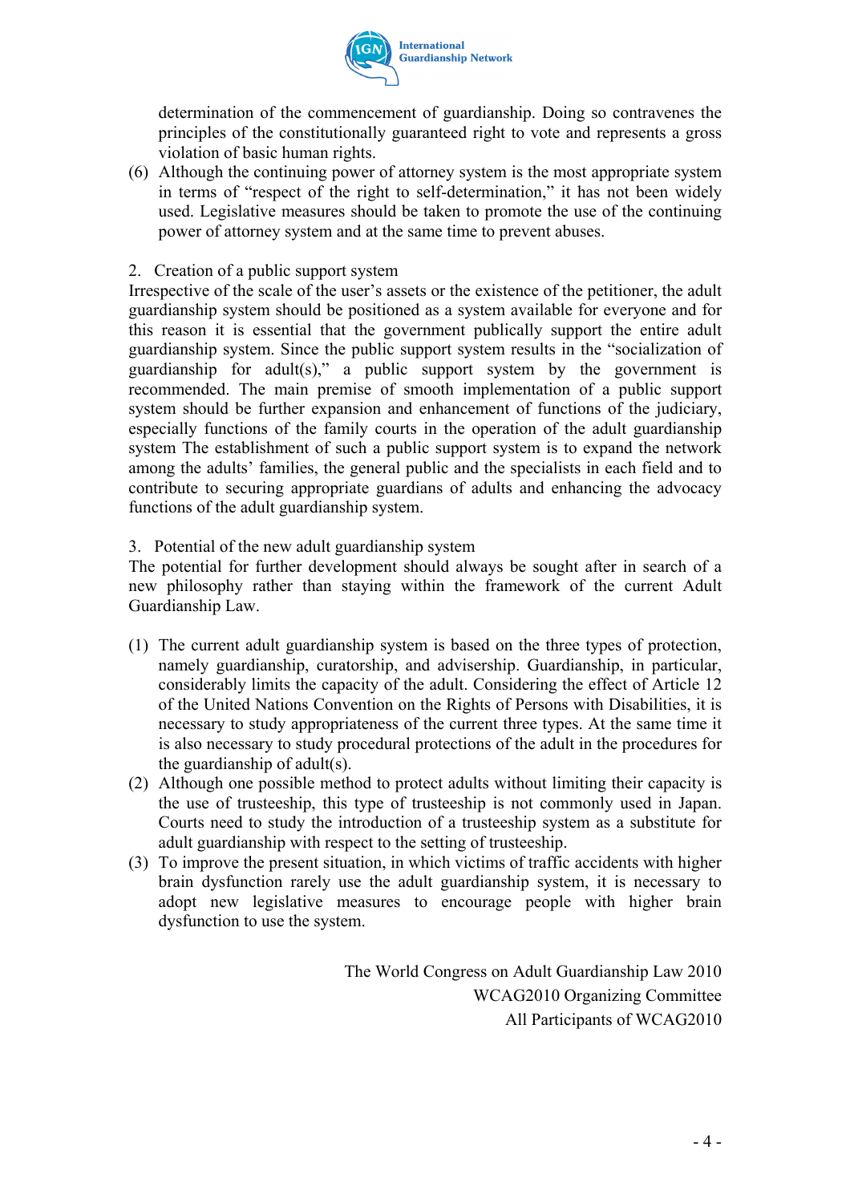determination of the commencement of guardianship. Doing so contravenes the principles of the constitutionally guaranteed right to vote and represents a gross violation of basic human rights.

(6) Although the continuing power of attorney system is the most appropriate system in terms of "respect of the right to self-determination," it has not been widely used. Legislative measures should be taken to promote the use of the continuing power of attorney system and at the same time to prevent abuses.

2. Creation of a public support system

Irrespective of the scale of the user's assets or the existence of the petitioner, the adult guardianship system should be positioned as a system available for everyone and for this reason it is essential that the government publically support the entire adult guardianship system. Since the public support system results in the "socialization of guardianship for adult(s)," a public support system by the government is recommended. The main premise of smooth implementation of a public support system should be further expansion and enhancement of functions of the judiciary, especially functions of the family courts in the operation of the adult guardianship system The establishment of such a public support system is to expand the network among the adults' families, the general public and the specialists in each field and to contribute to securing appropriate guardians of adults and enhancing the advocacy functions of the adult guardianship system.

3. Potential of the new adult guardianship system

The potential for further development should always be sought after in search of a new philosophy rather than staying within the framework of the current Adult Guardianship Law.

(1) The current adult guardianship system is based on the three types of protection, namely guardianship, curatorship, and advisership. Guardianship, in particular, considerably limits the capacity of the adult. Considering the effect of Article 12 of the United Nations Convention on the Rights of Persons with Disabilities, it is necessary to study appropriateness of the current three types. At the same time it is also necessary to study procedural protections of the adult in the procedures for the guardianship of adult(s).

(2) Although one possible method to protect adults without limiting their capacity is the use of trusteeship, this type of trusteeship is not commonly used in Japan. Courts need to study the introduction of a trusteeship system as a substitute for adult guardianship with respect to the setting of trusteeship.

(3) To improve the present situation, in which victims of traffic accidents with higher brain dysfunction rarely use the adult guardianship system, it is necessary to adopt new legislative measures to encourage people with higher brain dysfunction to use the system.

The World Congress on Adult Guardianship Law 2010
WCAG2010 Organizing Committee
All Participants of WCAG2010